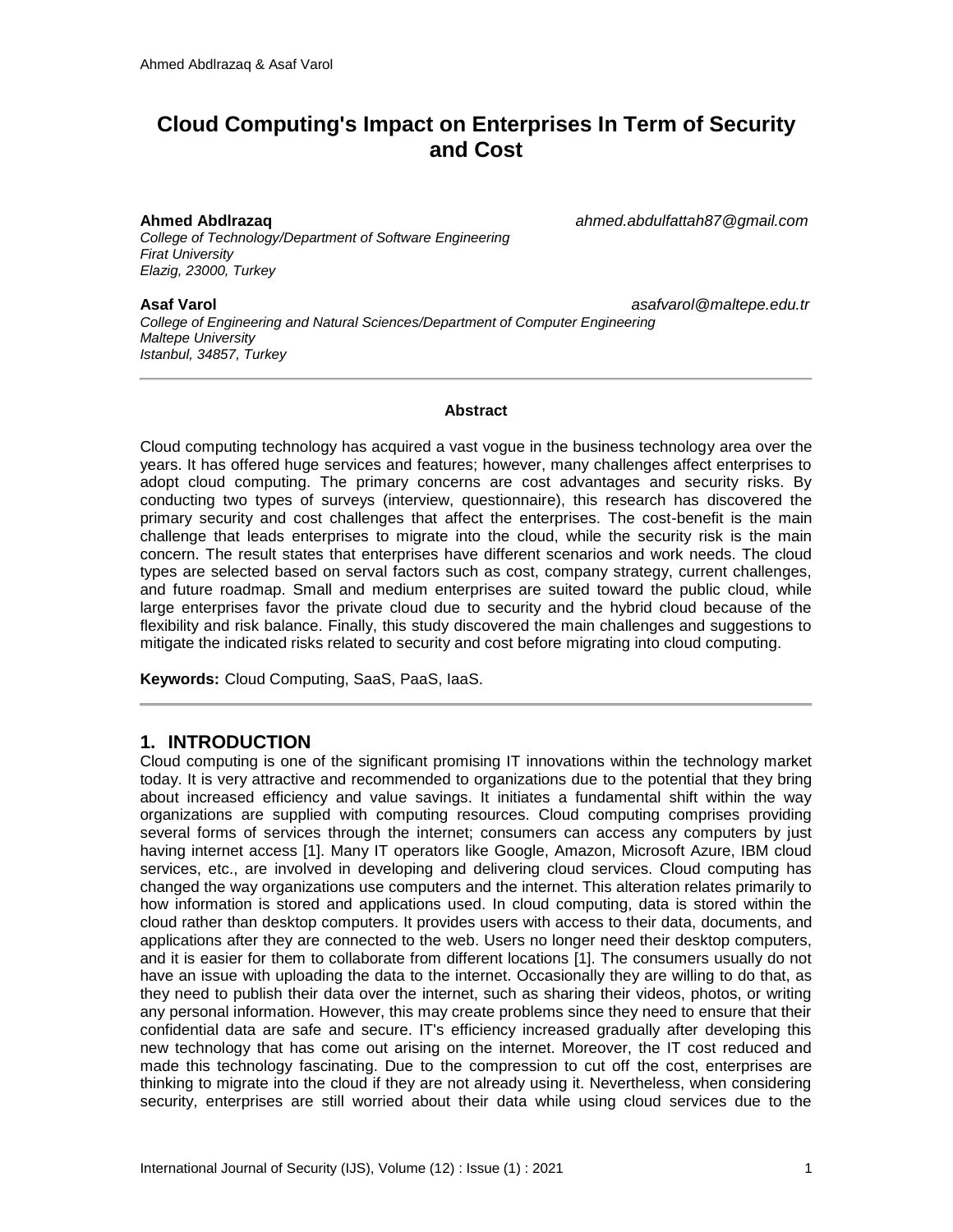# Cloud Computing's Impact on Enterprises In Term of Security and Cost

**Ahmed Abdlrazaq** *ahmed.abdulfattah87@gmail.com*
*College of Technology/Department of Software Engineering*
*Firat University*
*Elazig, 23000, Turkey*

**Asaf Varol** *asafvarol@maltepe.edu.tr*
*College of Engineering and Natural Sciences/Department of Computer Engineering*
*Maltepe University*
*Istanbul, 34857, Turkey*

---

**Abstract**

Cloud computing technology has acquired a vast vogue in the business technology area over the years. It has offered huge services and features; however, many challenges affect enterprises to adopt cloud computing. The primary concerns are cost advantages and security risks. By conducting two types of surveys (interview, questionnaire), this research has discovered the primary security and cost challenges that affect the enterprises. The cost-benefit is the main challenge that leads enterprises to migrate into the cloud, while the security risk is the main concern. The result states that enterprises have different scenarios and work needs. The cloud types are selected based on serval factors such as cost, company strategy, current challenges, and future roadmap. Small and medium enterprises are suited toward the public cloud, while large enterprises favor the private cloud due to security and the hybrid cloud because of the flexibility and risk balance. Finally, this study discovered the main challenges and suggestions to mitigate the indicated risks related to security and cost before migrating into cloud computing.

**Keywords:** Cloud Computing, SaaS, PaaS, IaaS.

---

## 1. INTRODUCTION

Cloud computing is one of the significant promising IT innovations within the technology market today. It is very attractive and recommended to organizations due to the potential that they bring about increased efficiency and value savings. It initiates a fundamental shift within the way organizations are supplied with computing resources. Cloud computing comprises providing several forms of services through the internet; consumers can access any computers by just having internet access [1]. Many IT operators like Google, Amazon, Microsoft Azure, IBM cloud services, etc., are involved in developing and delivering cloud services. Cloud computing has changed the way organizations use computers and the internet. This alteration relates primarily to how information is stored and applications used. In cloud computing, data is stored within the cloud rather than desktop computers. It provides users with access to their data, documents, and applications after they are connected to the web. Users no longer need their desktop computers, and it is easier for them to collaborate from different locations [1]. The consumers usually do not have an issue with uploading the data to the internet. Occasionally they are willing to do that, as they need to publish their data over the internet, such as sharing their videos, photos, or writing any personal information. However, this may create problems since they need to ensure that their confidential data are safe and secure. IT's efficiency increased gradually after developing this new technology that has come out arising on the internet. Moreover, the IT cost reduced and made this technology fascinating. Due to the compression to cut off the cost, enterprises are thinking to migrate into the cloud if they are not already using it. Nevertheless, when considering security, enterprises are still worried about their data while using cloud services due to the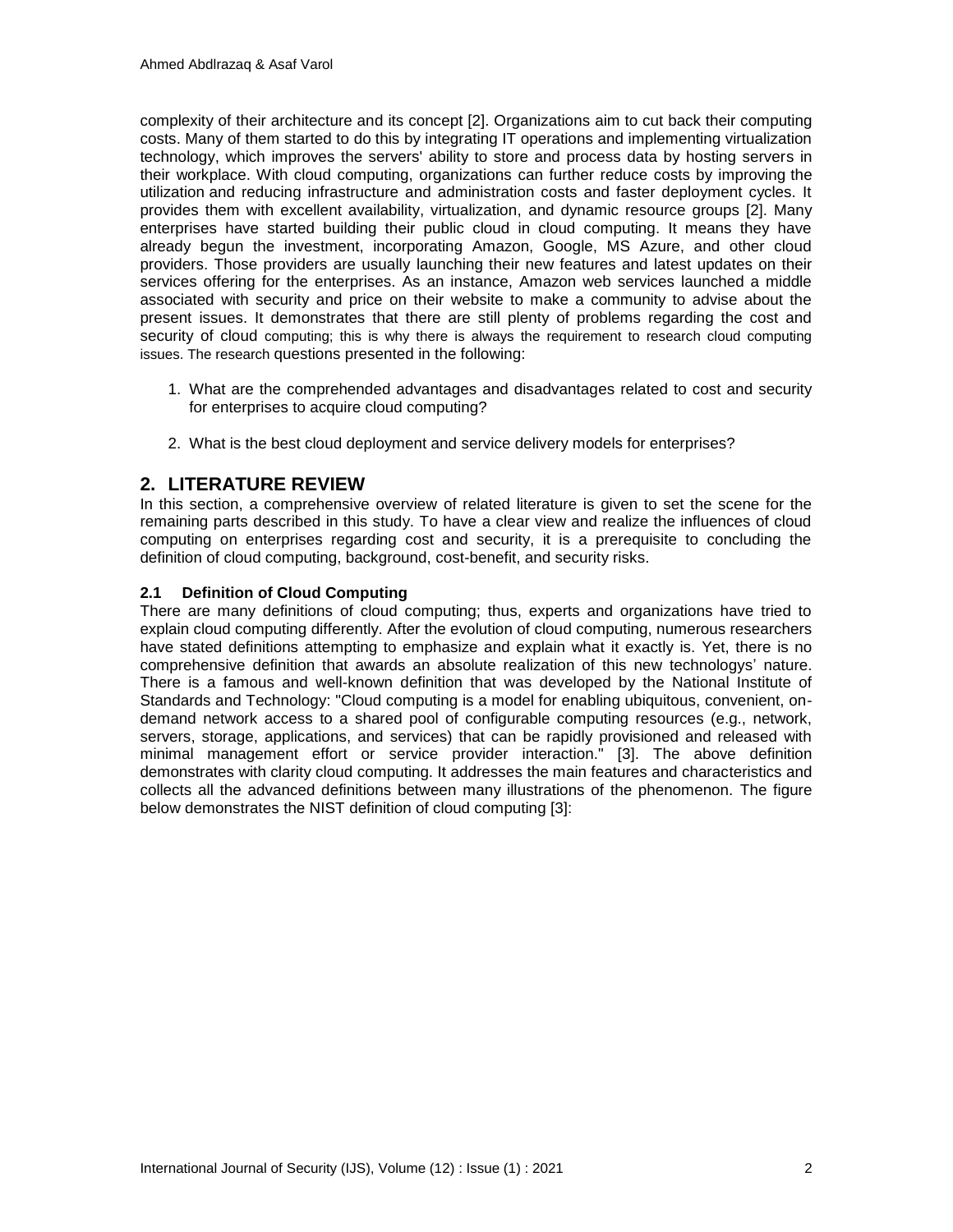complexity of their architecture and its concept [2]. Organizations aim to cut back their computing costs. Many of them started to do this by integrating IT operations and implementing virtualization technology, which improves the servers' ability to store and process data by hosting servers in their workplace. With cloud computing, organizations can further reduce costs by improving the utilization and reducing infrastructure and administration costs and faster deployment cycles. It provides them with excellent availability, virtualization, and dynamic resource groups [2]. Many enterprises have started building their public cloud in cloud computing. It means they have already begun the investment, incorporating Amazon, Google, MS Azure, and other cloud providers. Those providers are usually launching their new features and latest updates on their services offering for the enterprises. As an instance, Amazon web services launched a middle associated with security and price on their website to make a community to advise about the present issues. It demonstrates that there are still plenty of problems regarding the cost and security of cloud computing; this is why there is always the requirement to research cloud computing issues. The research questions presented in the following:

1. What are the comprehended advantages and disadvantages related to cost and security for enterprises to acquire cloud computing?
2. What is the best cloud deployment and service delivery models for enterprises?

## 2. LITERATURE REVIEW

In this section, a comprehensive overview of related literature is given to set the scene for the remaining parts described in this study. To have a clear view and realize the influences of cloud computing on enterprises regarding cost and security, it is a prerequisite to concluding the definition of cloud computing, background, cost-benefit, and security risks.

### 2.1 Definition of Cloud Computing

There are many definitions of cloud computing; thus, experts and organizations have tried to explain cloud computing differently. After the evolution of cloud computing, numerous researchers have stated definitions attempting to emphasize and explain what it exactly is. Yet, there is no comprehensive definition that awards an absolute realization of this new technologys' nature. There is a famous and well-known definition that was developed by the National Institute of Standards and Technology: "Cloud computing is a model for enabling ubiquitous, convenient, on-demand network access to a shared pool of configurable computing resources (e.g., network, servers, storage, applications, and services) that can be rapidly provisioned and released with minimal management effort or service provider interaction." [3]. The above definition demonstrates with clarity cloud computing. It addresses the main features and characteristics and collects all the advanced definitions between many illustrations of the phenomenon. The figure below demonstrates the NIST definition of cloud computing [3]: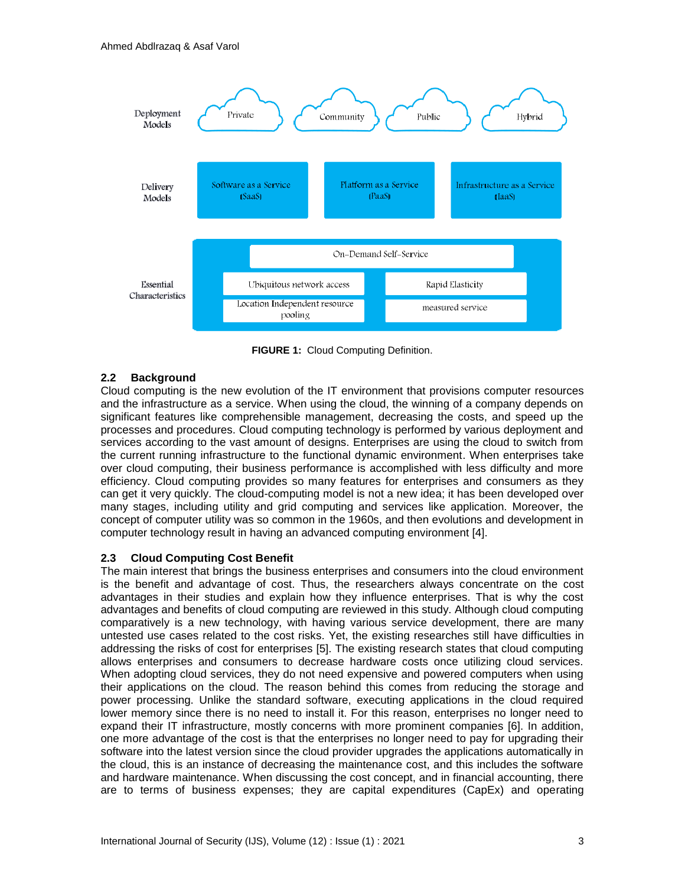**FIGURE 1:** Cloud Computing Definition.

### 2.2 Background

Cloud computing is the new evolution of the IT environment that provisions computer resources and the infrastructure as a service. When using the cloud, the winning of a company depends on significant features like comprehensible management, decreasing the costs, and speed up the processes and procedures. Cloud computing technology is performed by various deployment and services according to the vast amount of designs. Enterprises are using the cloud to switch from the current running infrastructure to the functional dynamic environment. When enterprises take over cloud computing, their business performance is accomplished with less difficulty and more efficiency. Cloud computing provides so many features for enterprises and consumers as they can get it very quickly. The cloud-computing model is not a new idea; it has been developed over many stages, including utility and grid computing and services like application. Moreover, the concept of computer utility was so common in the 1960s, and then evolutions and development in computer technology result in having an advanced computing environment [4].

### 2.3 Cloud Computing Cost Benefit

The main interest that brings the business enterprises and consumers into the cloud environment is the benefit and advantage of cost. Thus, the researchers always concentrate on the cost advantages in their studies and explain how they influence enterprises. That is why the cost advantages and benefits of cloud computing are reviewed in this study. Although cloud computing comparatively is a new technology, with having various service development, there are many untested use cases related to the cost risks. Yet, the existing researches still have difficulties in addressing the risks of cost for enterprises [5]. The existing research states that cloud computing allows enterprises and consumers to decrease hardware costs once utilizing cloud services. When adopting cloud services, they do not need expensive and powered computers when using their applications on the cloud. The reason behind this comes from reducing the storage and power processing. Unlike the standard software, executing applications in the cloud required lower memory since there is no need to install it. For this reason, enterprises no longer need to expand their IT infrastructure, mostly concerns with more prominent companies [6]. In addition, one more advantage of the cost is that the enterprises no longer need to pay for upgrading their software into the latest version since the cloud provider upgrades the applications automatically in the cloud, this is an instance of decreasing the maintenance cost, and this includes the software and hardware maintenance. When discussing the cost concept, and in financial accounting, there are to terms of business expenses; they are capital expenditures (CapEx) and operating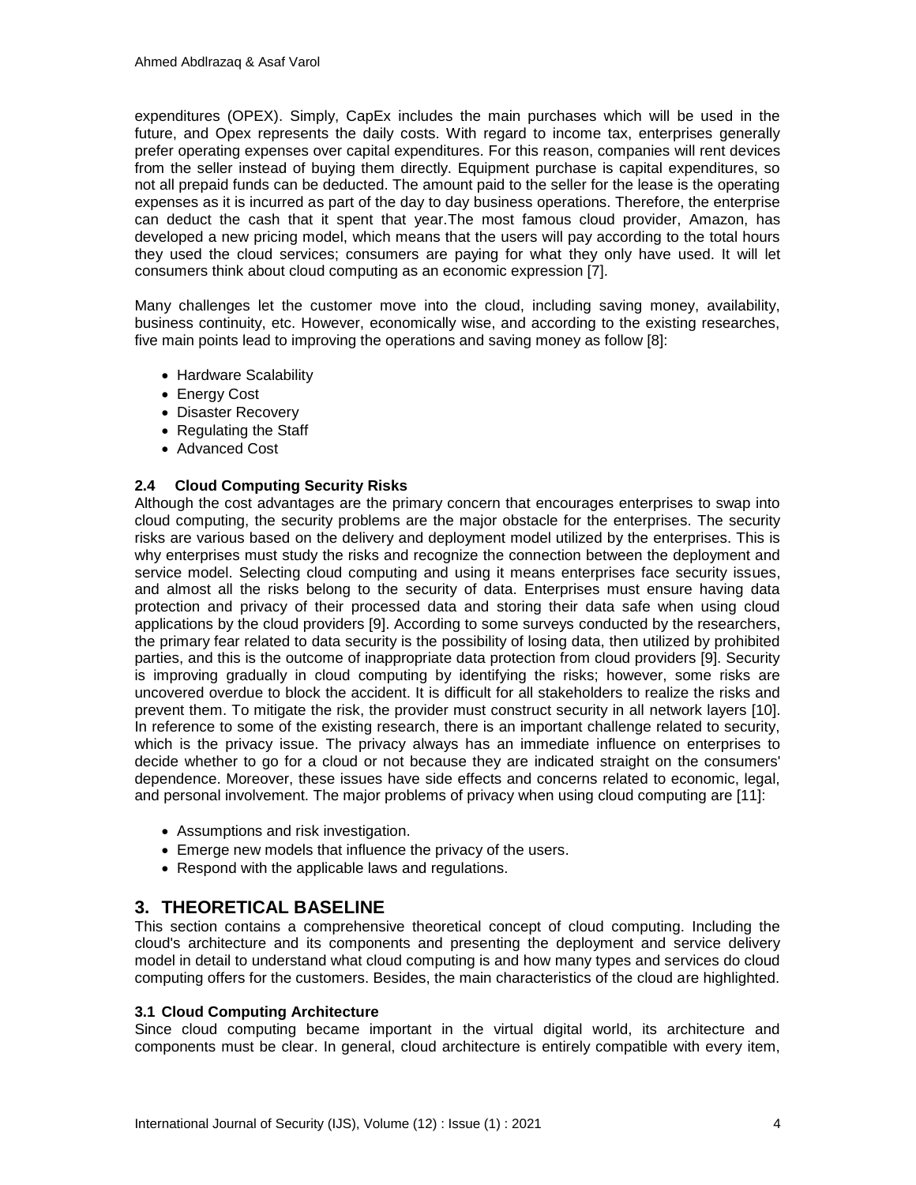expenditures (OPEX). Simply, CapEx includes the main purchases which will be used in the future, and Opex represents the daily costs. With regard to income tax, enterprises generally prefer operating expenses over capital expenditures. For this reason, companies will rent devices from the seller instead of buying them directly. Equipment purchase is capital expenditures, so not all prepaid funds can be deducted. The amount paid to the seller for the lease is the operating expenses as it is incurred as part of the day to day business operations. Therefore, the enterprise can deduct the cash that it spent that year.The most famous cloud provider, Amazon, has developed a new pricing model, which means that the users will pay according to the total hours they used the cloud services; consumers are paying for what they only have used. It will let consumers think about cloud computing as an economic expression [7].

Many challenges let the customer move into the cloud, including saving money, availability, business continuity, etc. However, economically wise, and according to the existing researches, five main points lead to improving the operations and saving money as follow [8]:

- Hardware Scalability
- Energy Cost
- Disaster Recovery
- Regulating the Staff
- Advanced Cost

### 2.4 Cloud Computing Security Risks

Although the cost advantages are the primary concern that encourages enterprises to swap into cloud computing, the security problems are the major obstacle for the enterprises. The security risks are various based on the delivery and deployment model utilized by the enterprises. This is why enterprises must study the risks and recognize the connection between the deployment and service model. Selecting cloud computing and using it means enterprises face security issues, and almost all the risks belong to the security of data. Enterprises must ensure having data protection and privacy of their processed data and storing their data safe when using cloud applications by the cloud providers [9]. According to some surveys conducted by the researchers, the primary fear related to data security is the possibility of losing data, then utilized by prohibited parties, and this is the outcome of inappropriate data protection from cloud providers [9]. Security is improving gradually in cloud computing by identifying the risks; however, some risks are uncovered overdue to block the accident. It is difficult for all stakeholders to realize the risks and prevent them. To mitigate the risk, the provider must construct security in all network layers [10]. In reference to some of the existing research, there is an important challenge related to security, which is the privacy issue. The privacy always has an immediate influence on enterprises to decide whether to go for a cloud or not because they are indicated straight on the consumers' dependence. Moreover, these issues have side effects and concerns related to economic, legal, and personal involvement. The major problems of privacy when using cloud computing are [11]:

- Assumptions and risk investigation.
- Emerge new models that influence the privacy of the users.
- Respond with the applicable laws and regulations.

## 3. THEORETICAL BASELINE

This section contains a comprehensive theoretical concept of cloud computing. Including the cloud's architecture and its components and presenting the deployment and service delivery model in detail to understand what cloud computing is and how many types and services do cloud computing offers for the customers. Besides, the main characteristics of the cloud are highlighted.

### 3.1 Cloud Computing Architecture

Since cloud computing became important in the virtual digital world, its architecture and components must be clear. In general, cloud architecture is entirely compatible with every item,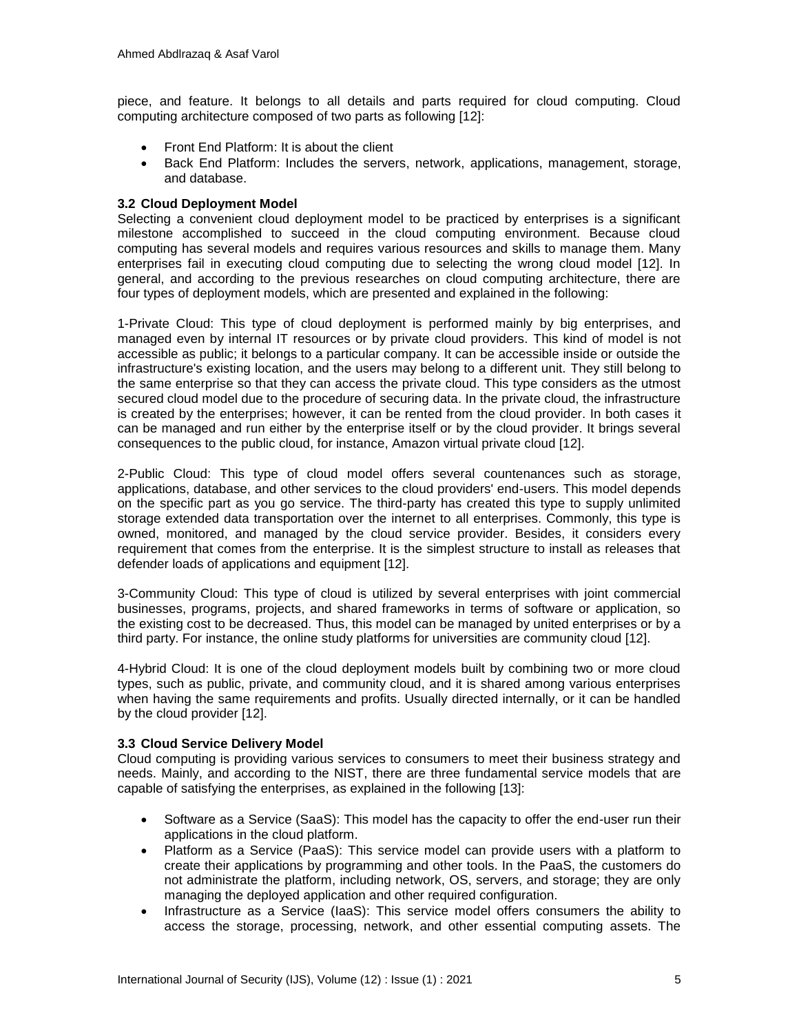piece, and feature. It belongs to all details and parts required for cloud computing. Cloud computing architecture composed of two parts as following [12]:

- Front End Platform: It is about the client
- Back End Platform: Includes the servers, network, applications, management, storage, and database.

### 3.2 Cloud Deployment Model

Selecting a convenient cloud deployment model to be practiced by enterprises is a significant milestone accomplished to succeed in the cloud computing environment. Because cloud computing has several models and requires various resources and skills to manage them. Many enterprises fail in executing cloud computing due to selecting the wrong cloud model [12]. In general, and according to the previous researches on cloud computing architecture, there are four types of deployment models, which are presented and explained in the following:

1-Private Cloud: This type of cloud deployment is performed mainly by big enterprises, and managed even by internal IT resources or by private cloud providers. This kind of model is not accessible as public; it belongs to a particular company. It can be accessible inside or outside the infrastructure's existing location, and the users may belong to a different unit. They still belong to the same enterprise so that they can access the private cloud. This type considers as the utmost secured cloud model due to the procedure of securing data. In the private cloud, the infrastructure is created by the enterprises; however, it can be rented from the cloud provider. In both cases it can be managed and run either by the enterprise itself or by the cloud provider. It brings several consequences to the public cloud, for instance, Amazon virtual private cloud [12].

2-Public Cloud: This type of cloud model offers several countenances such as storage, applications, database, and other services to the cloud providers' end-users. This model depends on the specific part as you go service. The third-party has created this type to supply unlimited storage extended data transportation over the internet to all enterprises. Commonly, this type is owned, monitored, and managed by the cloud service provider. Besides, it considers every requirement that comes from the enterprise. It is the simplest structure to install as releases that defender loads of applications and equipment [12].

3-Community Cloud: This type of cloud is utilized by several enterprises with joint commercial businesses, programs, projects, and shared frameworks in terms of software or application, so the existing cost to be decreased. Thus, this model can be managed by united enterprises or by a third party. For instance, the online study platforms for universities are community cloud [12].

4-Hybrid Cloud: It is one of the cloud deployment models built by combining two or more cloud types, such as public, private, and community cloud, and it is shared among various enterprises when having the same requirements and profits. Usually directed internally, or it can be handled by the cloud provider [12].

### 3.3 Cloud Service Delivery Model

Cloud computing is providing various services to consumers to meet their business strategy and needs. Mainly, and according to the NIST, there are three fundamental service models that are capable of satisfying the enterprises, as explained in the following [13]:

- Software as a Service (SaaS): This model has the capacity to offer the end-user run their applications in the cloud platform.
- Platform as a Service (PaaS): This service model can provide users with a platform to create their applications by programming and other tools. In the PaaS, the customers do not administrate the platform, including network, OS, servers, and storage; they are only managing the deployed application and other required configuration.
- Infrastructure as a Service (IaaS): This service model offers consumers the ability to access the storage, processing, network, and other essential computing assets. The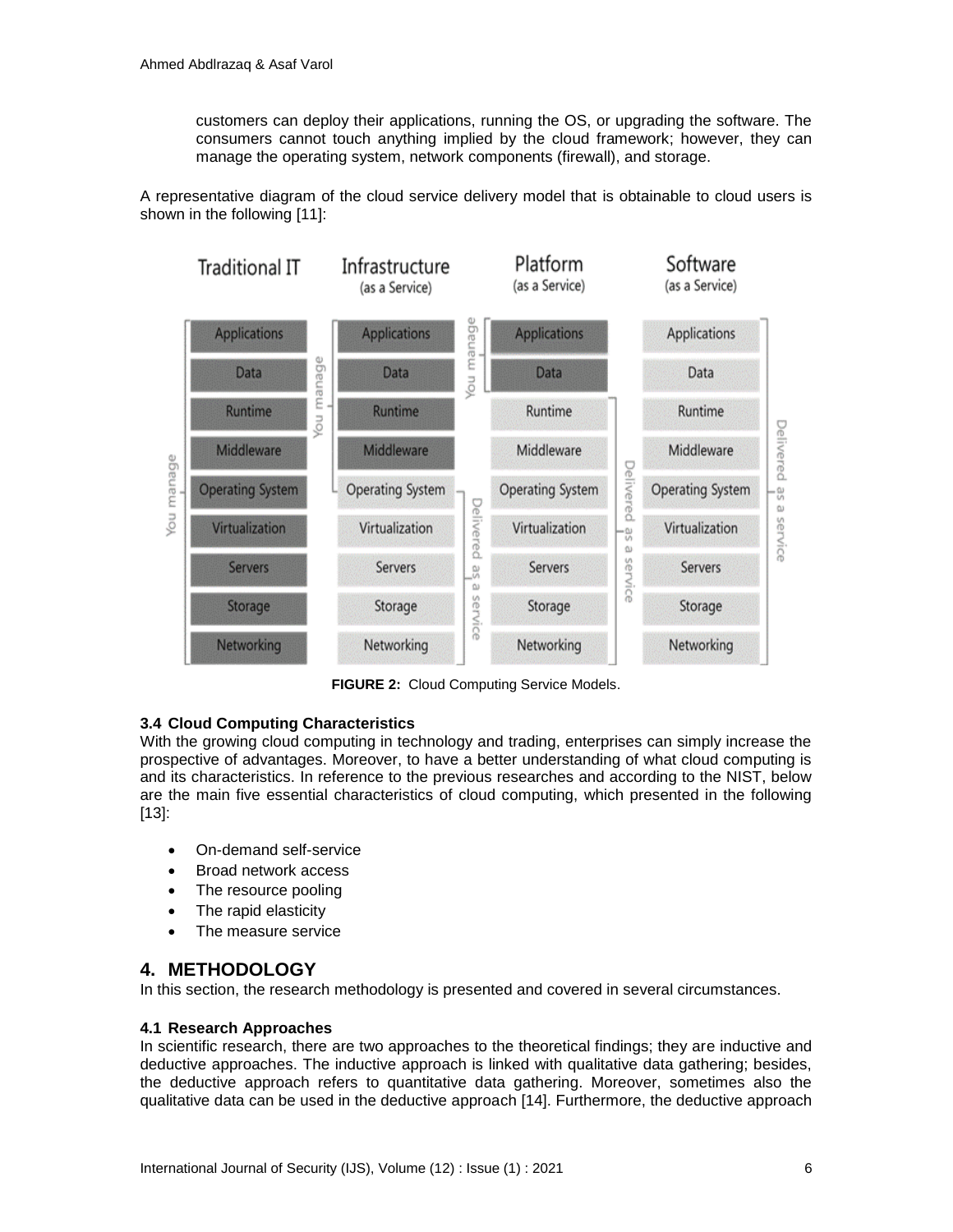customers can deploy their applications, running the OS, or upgrading the software. The consumers cannot touch anything implied by the cloud framework; however, they can manage the operating system, network components (firewall), and storage.

A representative diagram of the cloud service delivery model that is obtainable to cloud users is shown in the following [11]:

**FIGURE 2:** Cloud Computing Service Models.

### 3.4 Cloud Computing Characteristics

With the growing cloud computing in technology and trading, enterprises can simply increase the prospective of advantages. Moreover, to have a better understanding of what cloud computing is and its characteristics. In reference to the previous researches and according to the NIST, below are the main five essential characteristics of cloud computing, which presented in the following [13]:

- On-demand self-service
- Broad network access
- The resource pooling
- The rapid elasticity
- The measure service

## 4. METHODOLOGY

In this section, the research methodology is presented and covered in several circumstances.

### 4.1 Research Approaches

In scientific research, there are two approaches to the theoretical findings; they are inductive and deductive approaches. The inductive approach is linked with qualitative data gathering; besides, the deductive approach refers to quantitative data gathering. Moreover, sometimes also the qualitative data can be used in the deductive approach [14]. Furthermore, the deductive approach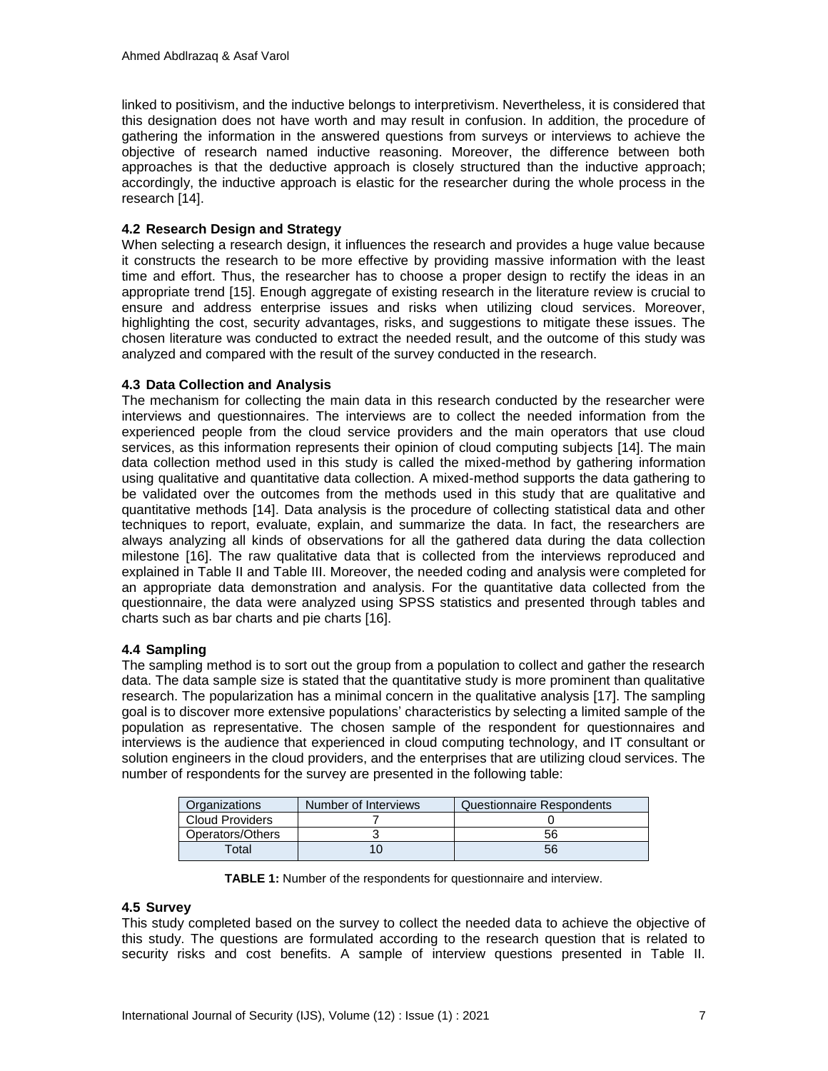linked to positivism, and the inductive belongs to interpretivism. Nevertheless, it is considered that this designation does not have worth and may result in confusion. In addition, the procedure of gathering the information in the answered questions from surveys or interviews to achieve the objective of research named inductive reasoning. Moreover, the difference between both approaches is that the deductive approach is closely structured than the inductive approach; accordingly, the inductive approach is elastic for the researcher during the whole process in the research [14].

### 4.2 Research Design and Strategy

When selecting a research design, it influences the research and provides a huge value because it constructs the research to be more effective by providing massive information with the least time and effort. Thus, the researcher has to choose a proper design to rectify the ideas in an appropriate trend [15]. Enough aggregate of existing research in the literature review is crucial to ensure and address enterprise issues and risks when utilizing cloud services. Moreover, highlighting the cost, security advantages, risks, and suggestions to mitigate these issues. The chosen literature was conducted to extract the needed result, and the outcome of this study was analyzed and compared with the result of the survey conducted in the research.

### 4.3 Data Collection and Analysis

The mechanism for collecting the main data in this research conducted by the researcher were interviews and questionnaires. The interviews are to collect the needed information from the experienced people from the cloud service providers and the main operators that use cloud services, as this information represents their opinion of cloud computing subjects [14]. The main data collection method used in this study is called the mixed-method by gathering information using qualitative and quantitative data collection. A mixed-method supports the data gathering to be validated over the outcomes from the methods used in this study that are qualitative and quantitative methods [14]. Data analysis is the procedure of collecting statistical data and other techniques to report, evaluate, explain, and summarize the data. In fact, the researchers are always analyzing all kinds of observations for all the gathered data during the data collection milestone [16]. The raw qualitative data that is collected from the interviews reproduced and explained in Table II and Table III. Moreover, the needed coding and analysis were completed for an appropriate data demonstration and analysis. For the quantitative data collected from the questionnaire, the data were analyzed using SPSS statistics and presented through tables and charts such as bar charts and pie charts [16].

### 4.4 Sampling

The sampling method is to sort out the group from a population to collect and gather the research data. The data sample size is stated that the quantitative study is more prominent than qualitative research. The popularization has a minimal concern in the qualitative analysis [17]. The sampling goal is to discover more extensive populations' characteristics by selecting a limited sample of the population as representative. The chosen sample of the respondent for questionnaires and interviews is the audience that experienced in cloud computing technology, and IT consultant or solution engineers in the cloud providers, and the enterprises that are utilizing cloud services. The number of respondents for the survey are presented in the following table:

| Organizations | Number of Interviews | Questionnaire Respondents |
|---|---|---|
| Cloud Providers | 7 | 0 |
| Operators/Others | 3 | 56 |
| Total | 10 | 56 |

**TABLE 1:** Number of the respondents for questionnaire and interview.

### 4.5 Survey

This study completed based on the survey to collect the needed data to achieve the objective of this study. The questions are formulated according to the research question that is related to security risks and cost benefits. A sample of interview questions presented in Table II.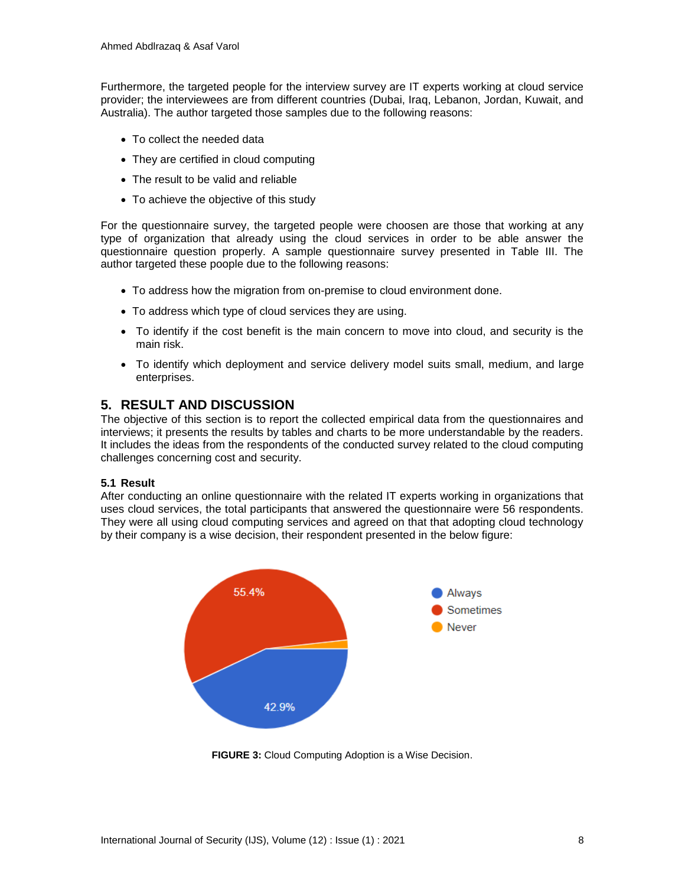Furthermore, the targeted people for the interview survey are IT experts working at cloud service provider; the interviewees are from different countries (Dubai, Iraq, Lebanon, Jordan, Kuwait, and Australia). The author targeted those samples due to the following reasons:

- To collect the needed data
- They are certified in cloud computing
- The result to be valid and reliable
- To achieve the objective of this study

For the questionnaire survey, the targeted people were choosen are those that working at any type of organization that already using the cloud services in order to be able answer the questionnaire question properly. A sample questionnaire survey presented in Table III. The author targeted these people due to the following reasons:

- To address how the migration from on-premise to cloud environment done.
- To address which type of cloud services they are using.
- To identify if the cost benefit is the main concern to move into cloud, and security is the main risk.
- To identify which deployment and service delivery model suits small, medium, and large enterprises.

## 5. RESULT AND DISCUSSION

The objective of this section is to report the collected empirical data from the questionnaires and interviews; it presents the results by tables and charts to be more understandable by the readers. It includes the ideas from the respondents of the conducted survey related to the cloud computing challenges concerning cost and security.

### 5.1 Result

After conducting an online questionnaire with the related IT experts working in organizations that uses cloud services, the total participants that answered the questionnaire were 56 respondents. They were all using cloud computing services and agreed on that that adopting cloud technology by their company is a wise decision, their respondent presented in the below figure:

55.4%

42.9%

Always
Sometimes
Never

**FIGURE 3:** Cloud Computing Adoption is a Wise Decision.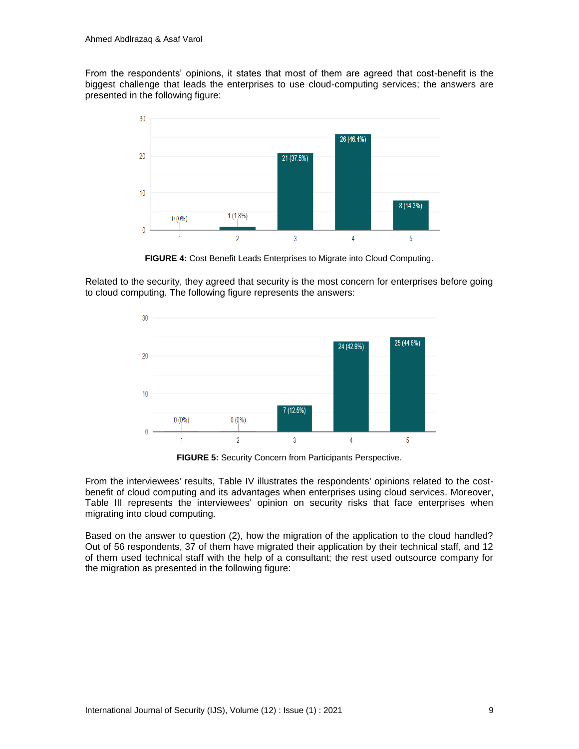From the respondents' opinions, it states that most of them are agreed that cost-benefit is the biggest challenge that leads the enterprises to use cloud-computing services; the answers are presented in the following figure:

**FIGURE 4:** Cost Benefit Leads Enterprises to Migrate into Cloud Computing.

Related to the security, they agreed that security is the most concern for enterprises before going to cloud computing. The following figure represents the answers:

**FIGURE 5:** Security Concern from Participants Perspective.

From the interviewees' results, Table IV illustrates the respondents' opinions related to the cost-benefit of cloud computing and its advantages when enterprises using cloud services. Moreover, Table III represents the interviewees' opinion on security risks that face enterprises when migrating into cloud computing.

Based on the answer to question (2), how the migration of the application to the cloud handled? Out of 56 respondents, 37 of them have migrated their application by their technical staff, and 12 of them used technical staff with the help of a consultant; the rest used outsource company for the migration as presented in the following figure: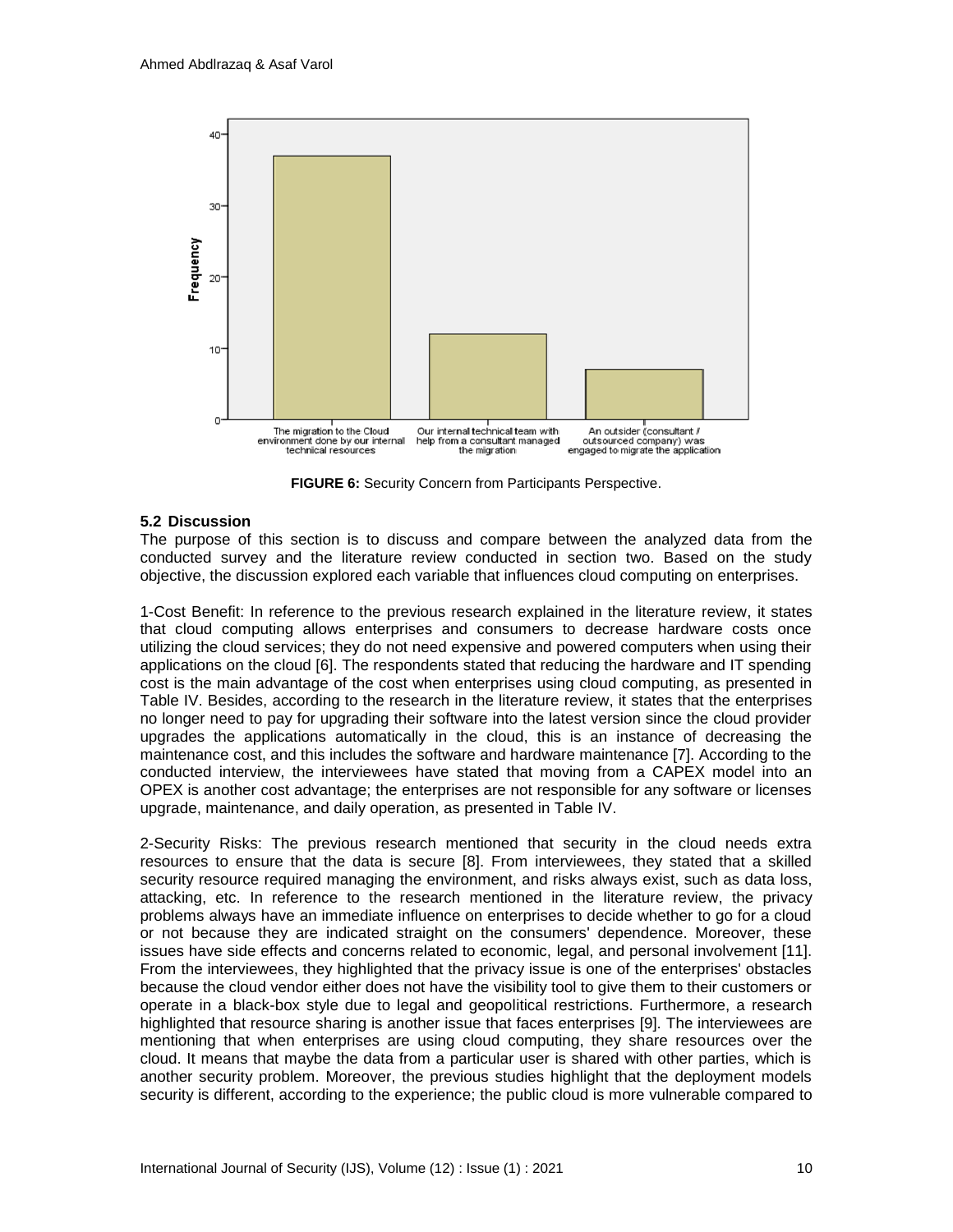FIGURE 6: Security Concern from Participants Perspective.

### 5.2 Discussion

The purpose of this section is to discuss and compare between the analyzed data from the conducted survey and the literature review conducted in section two. Based on the study objective, the discussion explored each variable that influences cloud computing on enterprises.

1-Cost Benefit: In reference to the previous research explained in the literature review, it states that cloud computing allows enterprises and consumers to decrease hardware costs once utilizing the cloud services; they do not need expensive and powered computers when using their applications on the cloud [6]. The respondents stated that reducing the hardware and IT spending cost is the main advantage of the cost when enterprises using cloud computing, as presented in Table IV. Besides, according to the research in the literature review, it states that the enterprises no longer need to pay for upgrading their software into the latest version since the cloud provider upgrades the applications automatically in the cloud, this is an instance of decreasing the maintenance cost, and this includes the software and hardware maintenance [7]. According to the conducted interview, the interviewees have stated that moving from a CAPEX model into an OPEX is another cost advantage; the enterprises are not responsible for any software or licenses upgrade, maintenance, and daily operation, as presented in Table IV.

2-Security Risks: The previous research mentioned that security in the cloud needs extra resources to ensure that the data is secure [8]. From interviewees, they stated that a skilled security resource required managing the environment, and risks always exist, such as data loss, attacking, etc. In reference to the research mentioned in the literature review, the privacy problems always have an immediate influence on enterprises to decide whether to go for a cloud or not because they are indicated straight on the consumers' dependence. Moreover, these issues have side effects and concerns related to economic, legal, and personal involvement [11]. From the interviewees, they highlighted that the privacy issue is one of the enterprises' obstacles because the cloud vendor either does not have the visibility tool to give them to their customers or operate in a black-box style due to legal and geopolitical restrictions. Furthermore, a research highlighted that resource sharing is another issue that faces enterprises [9]. The interviewees are mentioning that when enterprises are using cloud computing, they share resources over the cloud. It means that maybe the data from a particular user is shared with other parties, which is another security problem. Moreover, the previous studies highlight that the deployment models security is different, according to the experience; the public cloud is more vulnerable compared to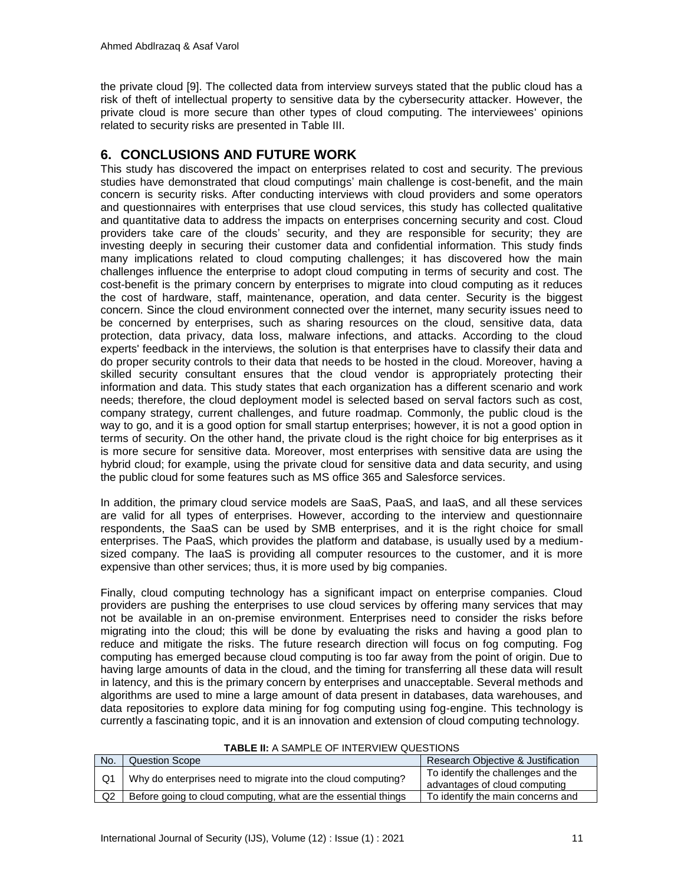the private cloud [9]. The collected data from interview surveys stated that the public cloud has a risk of theft of intellectual property to sensitive data by the cybersecurity attacker. However, the private cloud is more secure than other types of cloud computing. The interviewees' opinions related to security risks are presented in Table III.

## 6. CONCLUSIONS AND FUTURE WORK

This study has discovered the impact on enterprises related to cost and security. The previous studies have demonstrated that cloud computings' main challenge is cost-benefit, and the main concern is security risks. After conducting interviews with cloud providers and some operators and questionnaires with enterprises that use cloud services, this study has collected qualitative and quantitative data to address the impacts on enterprises concerning security and cost. Cloud providers take care of the clouds' security, and they are responsible for security; they are investing deeply in securing their customer data and confidential information. This study finds many implications related to cloud computing challenges; it has discovered how the main challenges influence the enterprise to adopt cloud computing in terms of security and cost. The cost-benefit is the primary concern by enterprises to migrate into cloud computing as it reduces the cost of hardware, staff, maintenance, operation, and data center. Security is the biggest concern. Since the cloud environment connected over the internet, many security issues need to be concerned by enterprises, such as sharing resources on the cloud, sensitive data, data protection, data privacy, data loss, malware infections, and attacks. According to the cloud experts' feedback in the interviews, the solution is that enterprises have to classify their data and do proper security controls to their data that needs to be hosted in the cloud. Moreover, having a skilled security consultant ensures that the cloud vendor is appropriately protecting their information and data. This study states that each organization has a different scenario and work needs; therefore, the cloud deployment model is selected based on serval factors such as cost, company strategy, current challenges, and future roadmap. Commonly, the public cloud is the way to go, and it is a good option for small startup enterprises; however, it is not a good option in terms of security. On the other hand, the private cloud is the right choice for big enterprises as it is more secure for sensitive data. Moreover, most enterprises with sensitive data are using the hybrid cloud; for example, using the private cloud for sensitive data and data security, and using the public cloud for some features such as MS office 365 and Salesforce services.

In addition, the primary cloud service models are SaaS, PaaS, and IaaS, and all these services are valid for all types of enterprises. However, according to the interview and questionnaire respondents, the SaaS can be used by SMB enterprises, and it is the right choice for small enterprises. The PaaS, which provides the platform and database, is usually used by a medium-sized company. The IaaS is providing all computer resources to the customer, and it is more expensive than other services; thus, it is more used by big companies.

Finally, cloud computing technology has a significant impact on enterprise companies. Cloud providers are pushing the enterprises to use cloud services by offering many services that may not be available in an on-premise environment. Enterprises need to consider the risks before migrating into the cloud; this will be done by evaluating the risks and having a good plan to reduce and mitigate the risks. The future research direction will focus on fog computing. Fog computing has emerged because cloud computing is too far away from the point of origin. Due to having large amounts of data in the cloud, and the timing for transferring all these data will result in latency, and this is the primary concern by enterprises and unacceptable. Several methods and algorithms are used to mine a large amount of data present in databases, data warehouses, and data repositories to explore data mining for fog computing using fog-engine. This technology is currently a fascinating topic, and it is an innovation and extension of cloud computing technology.

**TABLE II:** A SAMPLE OF INTERVIEW QUESTIONS

| No. | Question Scope | Research Objective & Justification |
|---|---|---|
| Q1 | Why do enterprises need to migrate into the cloud computing? | To identify the challenges and the advantages of cloud computing |
| Q2 | Before going to cloud computing, what are the essential things | To identify the main concerns and |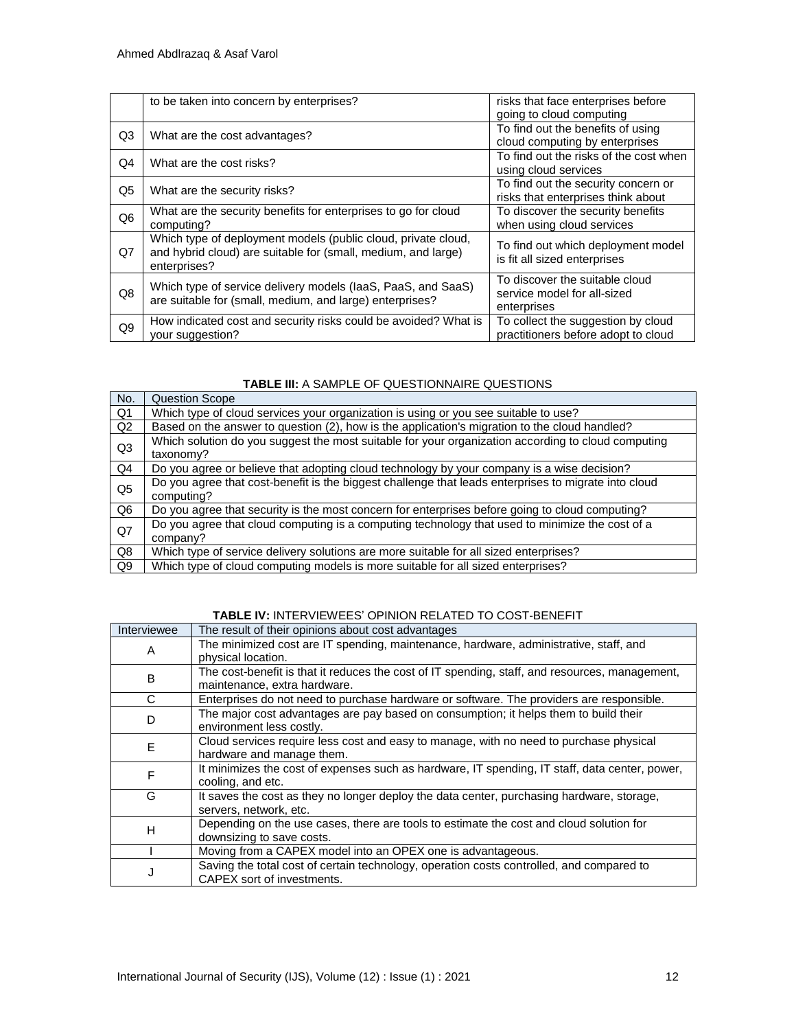|  | to be taken into concern by enterprises? | risks that face enterprises before going to cloud computing |
|---|---|---|
| Q3 | What are the cost advantages? | To find out the benefits of using cloud computing by enterprises |
| Q4 | What are the cost risks? | To find out the risks of the cost when using cloud services |
| Q5 | What are the security risks? | To find out the security concern or risks that enterprises think about |
| Q6 | What are the security benefits for enterprises to go for cloud computing? | To discover the security benefits when using cloud services |
| Q7 | Which type of deployment models (public cloud, private cloud, and hybrid cloud) are suitable for (small, medium, and large) enterprises? | To find out which deployment model is fit all sized enterprises |
| Q8 | Which type of service delivery models (IaaS, PaaS, and SaaS) are suitable for (small, medium, and large) enterprises? | To discover the suitable cloud service model for all-sized enterprises |
| Q9 | How indicated cost and security risks could be avoided? What is your suggestion? | To collect the suggestion by cloud practitioners before adopt to cloud |

**TABLE III:** A SAMPLE OF QUESTIONNAIRE QUESTIONS

| No. | Question Scope |
|---|---|
| Q1 | Which type of cloud services your organization is using or you see suitable to use? |
| Q2 | Based on the answer to question (2), how is the application's migration to the cloud handled? |
| Q3 | Which solution do you suggest the most suitable for your organization according to cloud computing taxonomy? |
| Q4 | Do you agree or believe that adopting cloud technology by your company is a wise decision? |
| Q5 | Do you agree that cost-benefit is the biggest challenge that leads enterprises to migrate into cloud computing? |
| Q6 | Do you agree that security is the most concern for enterprises before going to cloud computing? |
| Q7 | Do you agree that cloud computing is a computing technology that used to minimize the cost of a company? |
| Q8 | Which type of service delivery solutions are more suitable for all sized enterprises? |
| Q9 | Which type of cloud computing models is more suitable for all sized enterprises? |

**TABLE IV:** INTERVIEWEES' OPINION RELATED TO COST-BENEFIT

| Interviewee | The result of their opinions about cost advantages |
|---|---|
| A | The minimized cost are IT spending, maintenance, hardware, administrative, staff, and physical location. |
| B | The cost-benefit is that it reduces the cost of IT spending, staff, and resources, management, maintenance, extra hardware. |
| C | Enterprises do not need to purchase hardware or software. The providers are responsible. |
| D | The major cost advantages are pay based on consumption; it helps them to build their environment less costly. |
| E | Cloud services require less cost and easy to manage, with no need to purchase physical hardware and manage them. |
| F | It minimizes the cost of expenses such as hardware, IT spending, IT staff, data center, power, cooling, and etc. |
| G | It saves the cost as they no longer deploy the data center, purchasing hardware, storage, servers, network, etc. |
| H | Depending on the use cases, there are tools to estimate the cost and cloud solution for downsizing to save costs. |
| I | Moving from a CAPEX model into an OPEX one is advantageous. |
| J | Saving the total cost of certain technology, operation costs controlled, and compared to CAPEX sort of investments. |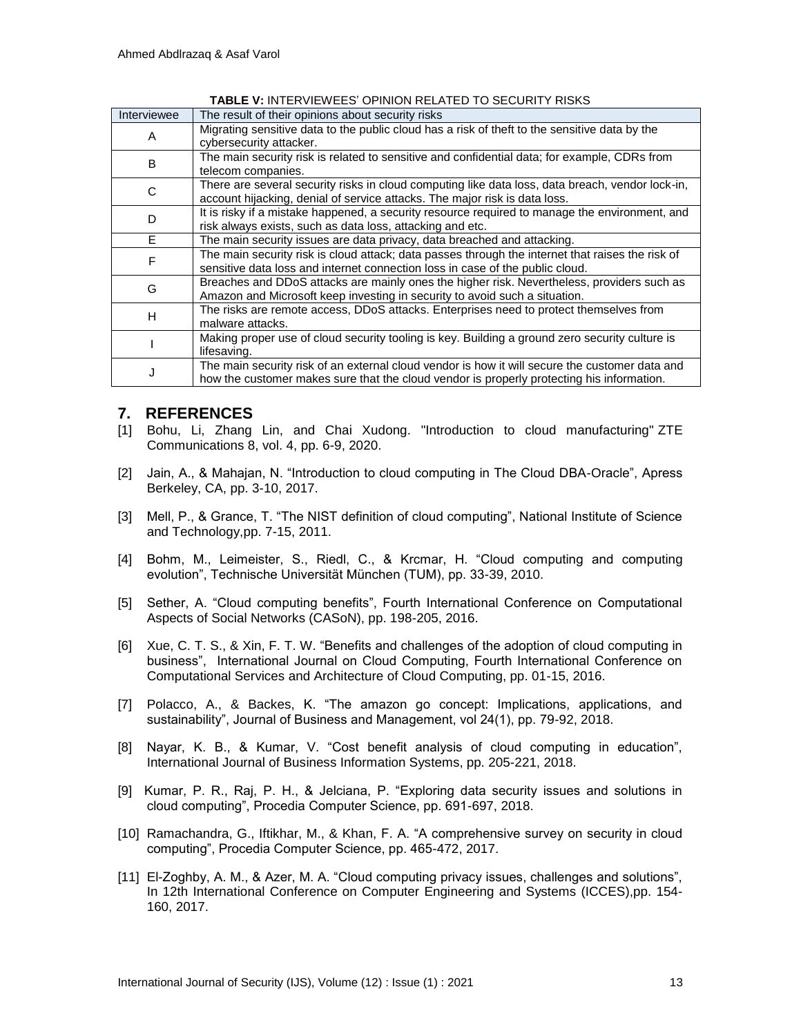**TABLE V:** INTERVIEWEES' OPINION RELATED TO SECURITY RISKS

| Interviewee | The result of their opinions about security risks |
|---|---|
| A | Migrating sensitive data to the public cloud has a risk of theft to the sensitive data by the cybersecurity attacker. |
| B | The main security risk is related to sensitive and confidential data; for example, CDRs from telecom companies. |
| C | There are several security risks in cloud computing like data loss, data breach, vendor lock-in, account hijacking, denial of service attacks. The major risk is data loss. |
| D | It is risky if a mistake happened, a security resource required to manage the environment, and risk always exists, such as data loss, attacking and etc. |
| E | The main security issues are data privacy, data breached and attacking. |
| F | The main security risk is cloud attack; data passes through the internet that raises the risk of sensitive data loss and internet connection loss in case of the public cloud. |
| G | Breaches and DDoS attacks are mainly ones the higher risk. Nevertheless, providers such as Amazon and Microsoft keep investing in security to avoid such a situation. |
| H | The risks are remote access, DDoS attacks. Enterprises need to protect themselves from malware attacks. |
| I | Making proper use of cloud security tooling is key. Building a ground zero security culture is lifesaving. |
| J | The main security risk of an external cloud vendor is how it will secure the customer data and how the customer makes sure that the cloud vendor is properly protecting his information. |

## 7. REFERENCES

[1] Bohu, Li, Zhang Lin, and Chai Xudong. "Introduction to cloud manufacturing" ZTE Communications 8, vol. 4, pp. 6-9, 2020.

[2] Jain, A., & Mahajan, N. "Introduction to cloud computing in The Cloud DBA-Oracle", Apress Berkeley, CA, pp. 3-10, 2017.

[3] Mell, P., & Grance, T. "The NIST definition of cloud computing", National Institute of Science and Technology,pp. 7-15, 2011.

[4] Bohm, M., Leimeister, S., Riedl, C., & Krcmar, H. "Cloud computing and computing evolution", Technische Universität München (TUM), pp. 33-39, 2010.

[5] Sether, A. "Cloud computing benefits", Fourth International Conference on Computational Aspects of Social Networks (CASoN), pp. 198-205, 2016.

[6] Xue, C. T. S., & Xin, F. T. W. "Benefits and challenges of the adoption of cloud computing in business", International Journal on Cloud Computing, Fourth International Conference on Computational Services and Architecture of Cloud Computing, pp. 01-15, 2016.

[7] Polacco, A., & Backes, K. "The amazon go concept: Implications, applications, and sustainability", Journal of Business and Management, vol 24(1), pp. 79-92, 2018.

[8] Nayar, K. B., & Kumar, V. "Cost benefit analysis of cloud computing in education", International Journal of Business Information Systems, pp. 205-221, 2018.

[9] Kumar, P. R., Raj, P. H., & Jelciana, P. "Exploring data security issues and solutions in cloud computing", Procedia Computer Science, pp. 691-697, 2018.

[10] Ramachandra, G., Iftikhar, M., & Khan, F. A. "A comprehensive survey on security in cloud computing", Procedia Computer Science, pp. 465-472, 2017.

[11] El-Zoghby, A. M., & Azer, M. A. "Cloud computing privacy issues, challenges and solutions", In 12th International Conference on Computer Engineering and Systems (ICCES),pp. 154-160, 2017.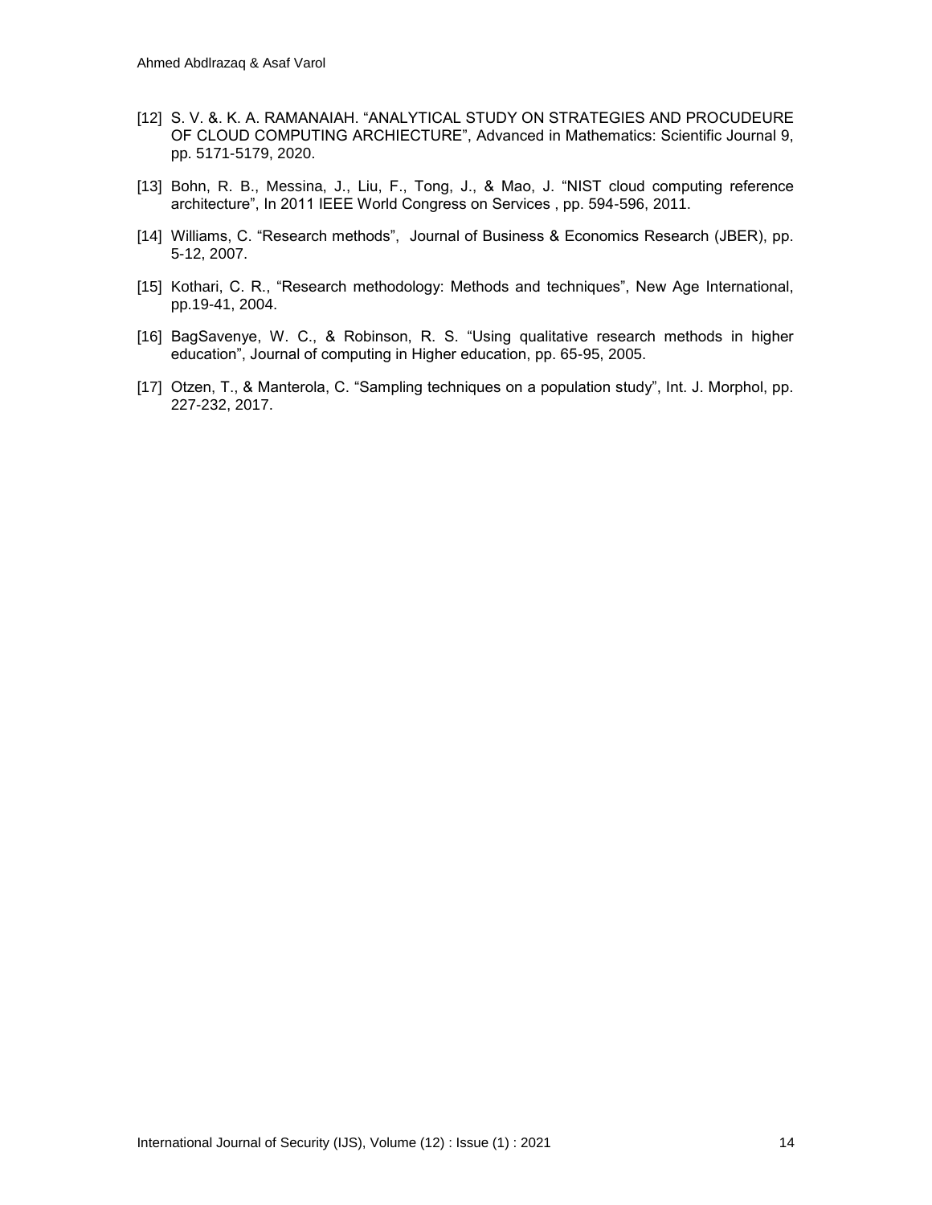[12] S. V. &. K. A. RAMANAIAH. "ANALYTICAL STUDY ON STRATEGIES AND PROCUDEURE OF CLOUD COMPUTING ARCHIECTURE", Advanced in Mathematics: Scientific Journal 9, pp. 5171-5179, 2020.

[13] Bohn, R. B., Messina, J., Liu, F., Tong, J., & Mao, J. "NIST cloud computing reference architecture", In 2011 IEEE World Congress on Services , pp. 594-596, 2011.

[14] Williams, C. "Research methods", Journal of Business & Economics Research (JBER), pp. 5-12, 2007.

[15] Kothari, C. R., "Research methodology: Methods and techniques", New Age International, pp.19-41, 2004.

[16] BagSavenye, W. C., & Robinson, R. S. "Using qualitative research methods in higher education", Journal of computing in Higher education, pp. 65-95, 2005.

[17] Otzen, T., & Manterola, C. "Sampling techniques on a population study", Int. J. Morphol, pp. 227-232, 2017.